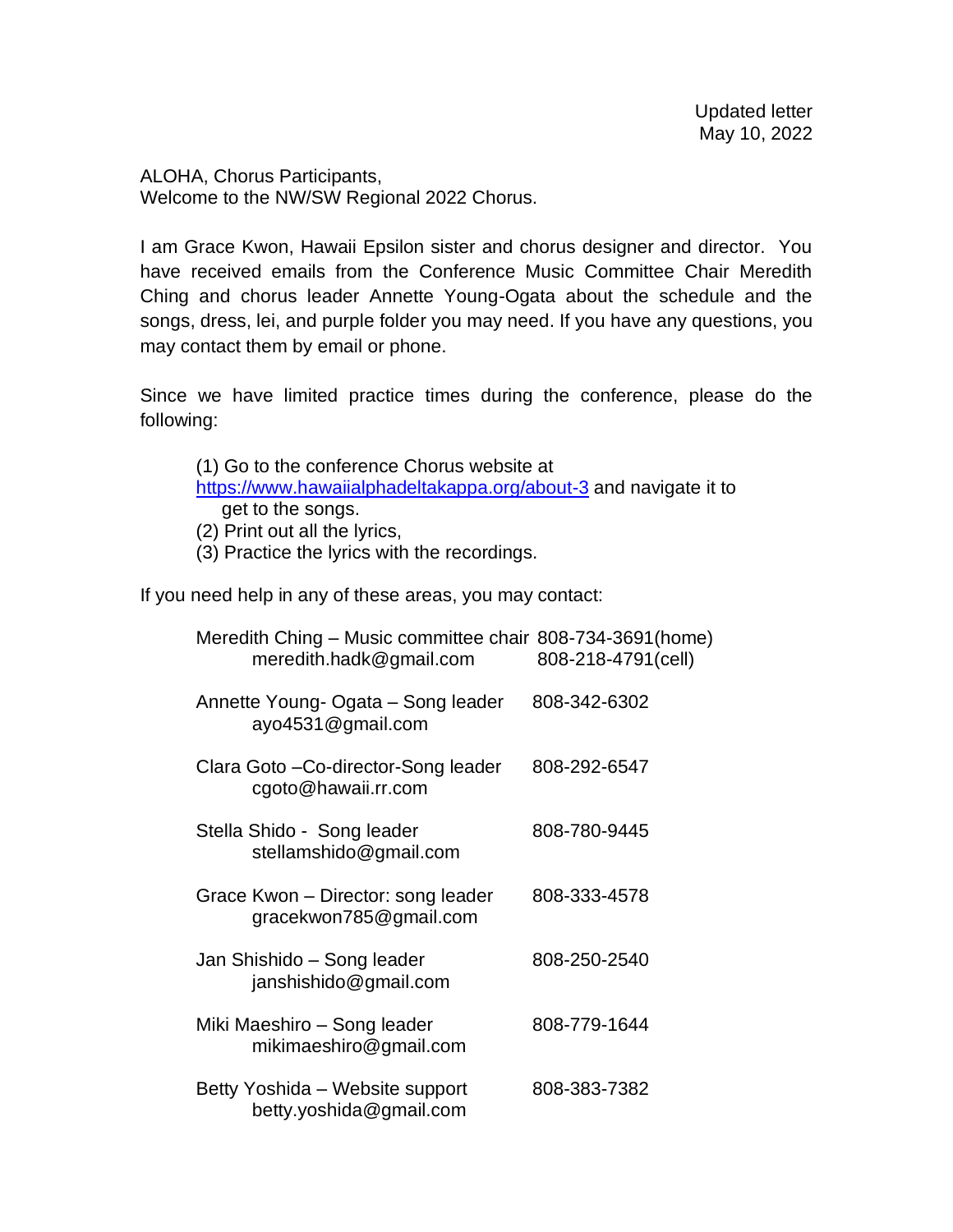Updated letter
May 10, 2022

ALOHA, Chorus Participants,
Welcome to the NW/SW Regional 2022 Chorus.

I am Grace Kwon, Hawaii Epsilon sister and chorus designer and director. You have received emails from the Conference Music Committee Chair Meredith Ching and chorus leader Annette Young-Ogata about the schedule and the songs, dress, lei, and purple folder you may need. If you have any questions, you may contact them by email or phone.

Since we have limited practice times during the conference, please do the following:

(1) Go to the conference Chorus website at [https://www.hawaiialphadeltakappa.org/about-3](https://www.hawaiialphadeltakappa.org/about-3) and navigate it to get to the songs.
(2) Print out all the lyrics,
(3) Practice the lyrics with the recordings.

If you need help in any of these areas, you may contact:

Meredith Ching – Music committee chair 808-734-3691(home)
meredith.hadk@gmail.com 808-218-4791(cell)

Annette Young- Ogata – Song leader 808-342-6302
ayo4531@gmail.com

Clara Goto –Co-director-Song leader 808-292-6547
cgoto@hawaii.rr.com

Stella Shido - Song leader 808-780-9445
stellamshido@gmail.com

Grace Kwon – Director: song leader 808-333-4578
gracekwon785@gmail.com

Jan Shishido – Song leader 808-250-2540
janshishido@gmail.com

Miki Maeshiro – Song leader 808-779-1644
mikimaeshiro@gmail.com

Betty Yoshida – Website support 808-383-7382
betty.yoshida@gmail.com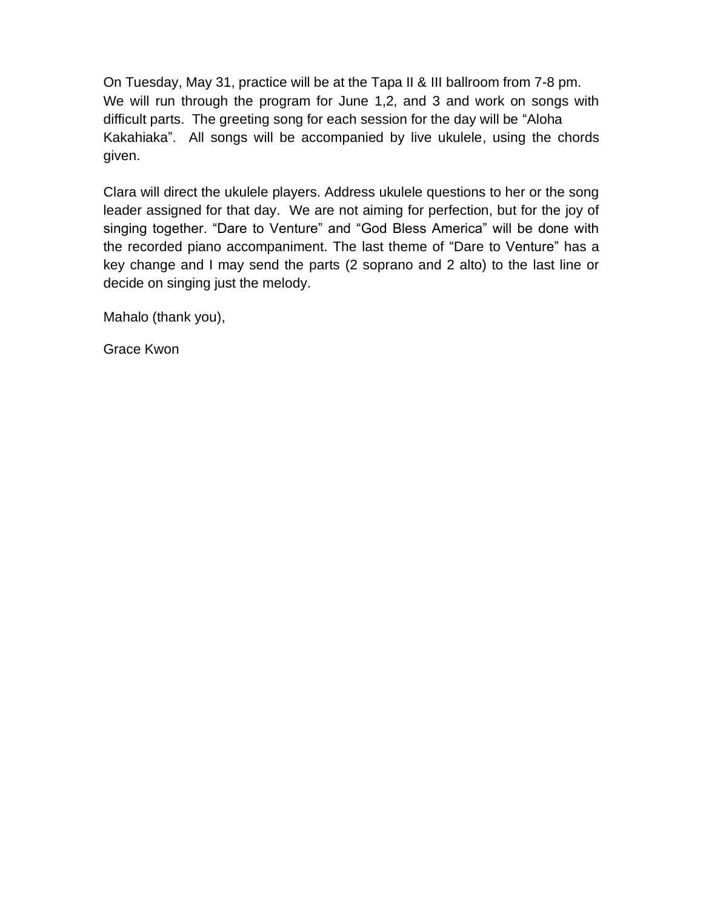On Tuesday, May 31, practice will be at the Tapa II & III ballroom from 7-8 pm. We will run through the program for June 1,2, and 3 and work on songs with difficult parts. The greeting song for each session for the day will be "Aloha Kakahiaka". All songs will be accompanied by live ukulele, using the chords given.

Clara will direct the ukulele players. Address ukulele questions to her or the song leader assigned for that day. We are not aiming for perfection, but for the joy of singing together. "Dare to Venture" and "God Bless America" will be done with the recorded piano accompaniment. The last theme of "Dare to Venture" has a key change and I may send the parts (2 soprano and 2 alto) to the last line or decide on singing just the melody.

Mahalo (thank you),

Grace Kwon